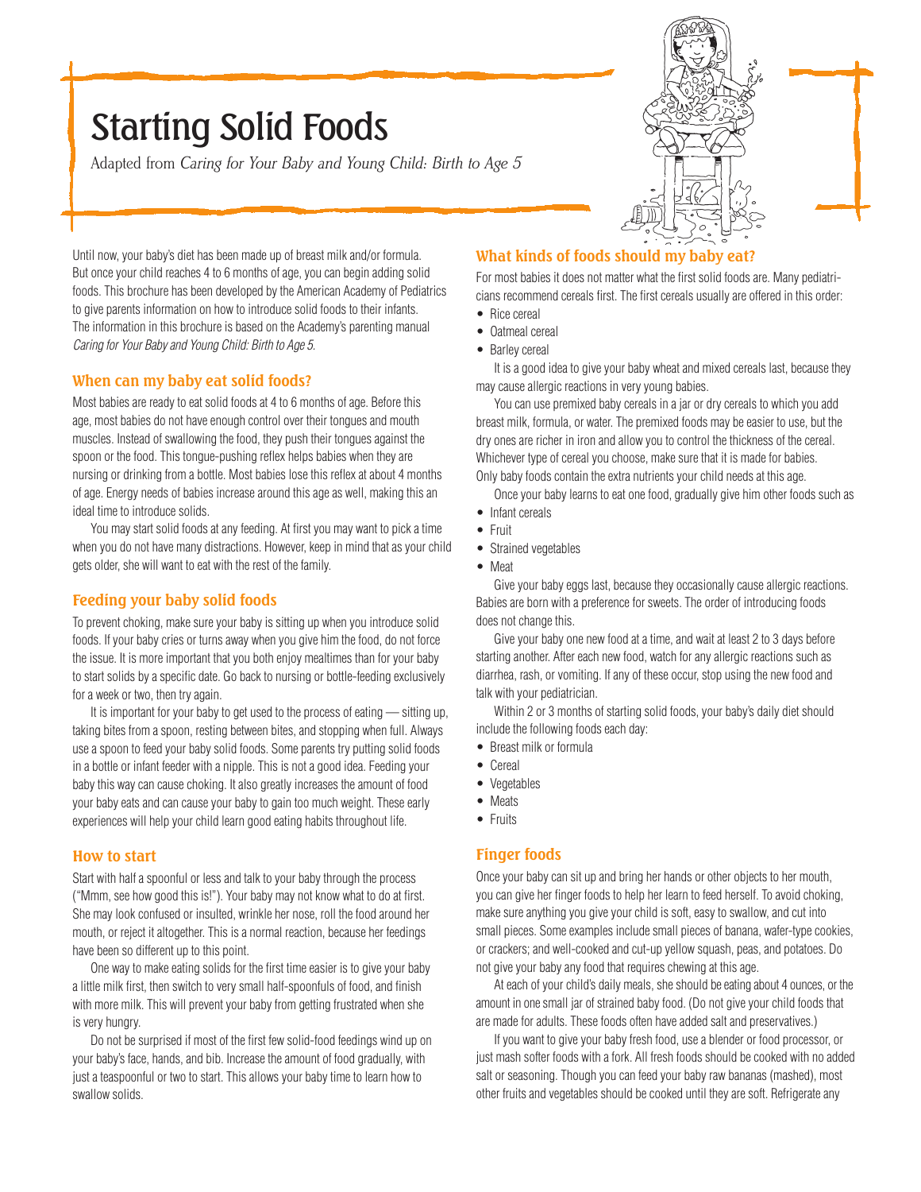# Starting Solid Foods

Adapted from *Caring for Your Baby and Young Child: Birth to Age 5*

Until now, your baby's diet has been made up of breast milk and/or formula. But once your child reaches 4 to 6 months of age, you can begin adding solid foods. This brochure has been developed by the American Academy of Pediatrics to give parents information on how to introduce solid foods to their infants. The information in this brochure is based on the Academy's parenting manual *Caring for Your Baby and Young Child: Birth to Age 5*.

## When can my baby eat solid foods?

Most babies are ready to eat solid foods at 4 to 6 months of age. Before this age, most babies do not have enough control over their tongues and mouth muscles. Instead of swallowing the food, they push their tongues against the spoon or the food. This tongue-pushing reflex helps babies when they are nursing or drinking from a bottle. Most babies lose this reflex at about 4 months of age. Energy needs of babies increase around this age as well, making this an ideal time to introduce solids.

You may start solid foods at any feeding. At first you may want to pick a time when you do not have many distractions. However, keep in mind that as your child gets older, she will want to eat with the rest of the family.

## Feeding your baby solid foods

To prevent choking, make sure your baby is sitting up when you introduce solid foods. If your baby cries or turns away when you give him the food, do not force the issue. It is more important that you both enjoy mealtimes than for your baby to start solids by a specific date. Go back to nursing or bottle-feeding exclusively for a week or two, then try again.

It is important for your baby to get used to the process of eating — sitting up, taking bites from a spoon, resting between bites, and stopping when full. Always use a spoon to feed your baby solid foods. Some parents try putting solid foods in a bottle or infant feeder with a nipple. This is not a good idea. Feeding your baby this way can cause choking. It also greatly increases the amount of food your baby eats and can cause your baby to gain too much weight. These early experiences will help your child learn good eating habits throughout life.

## How to start

Start with half a spoonful or less and talk to your baby through the process ("Mmm, see how good this is!"). Your baby may not know what to do at first. She may look confused or insulted, wrinkle her nose, roll the food around her mouth, or reject it altogether. This is a normal reaction, because her feedings have been so different up to this point.

One way to make eating solids for the first time easier is to give your baby a little milk first, then switch to very small half-spoonfuls of food, and finish with more milk. This will prevent your baby from getting frustrated when she is very hungry.

Do not be surprised if most of the first few solid-food feedings wind up on your baby's face, hands, and bib. Increase the amount of food gradually, with just a teaspoonful or two to start. This allows your baby time to learn how to swallow solids.

## What kinds of foods should my baby eat?

For most babies it does not matter what the first solid foods are. Many pediatricians recommend cereals first. The first cereals usually are offered in this order:

- Rice cereal
- Oatmeal cereal
- Barley cereal

It is a good idea to give your baby wheat and mixed cereals last, because they may cause allergic reactions in very young babies.

You can use premixed baby cereals in a jar or dry cereals to which you add breast milk, formula, or water. The premixed foods may be easier to use, but the dry ones are richer in iron and allow you to control the thickness of the cereal. Whichever type of cereal you choose, make sure that it is made for babies. Only baby foods contain the extra nutrients your child needs at this age.

Once your baby learns to eat one food, gradually give him other foods such as

- Infant cereals
- Fruit
- Strained vegetables
- Meat

Give your baby eggs last, because they occasionally cause allergic reactions. Babies are born with a preference for sweets. The order of introducing foods does not change this.

Give your baby one new food at a time, and wait at least 2 to 3 days before starting another. After each new food, watch for any allergic reactions such as diarrhea, rash, or vomiting. If any of these occur, stop using the new food and talk with your pediatrician.

Within 2 or 3 months of starting solid foods, your baby's daily diet should include the following foods each day:

- Breast milk or formula
- Cereal
- Vegetables
- Meats
- Fruits

## Finger foods

Once your baby can sit up and bring her hands or other objects to her mouth, you can give her finger foods to help her learn to feed herself. To avoid choking, make sure anything you give your child is soft, easy to swallow, and cut into small pieces. Some examples include small pieces of banana, wafer-type cookies, or crackers; and well-cooked and cut-up yellow squash, peas, and potatoes. Do not give your baby any food that requires chewing at this age.

At each of your child's daily meals, she should be eating about 4 ounces, or the amount in one small jar of strained baby food. (Do not give your child foods that are made for adults. These foods often have added salt and preservatives.)

If you want to give your baby fresh food, use a blender or food processor, or just mash softer foods with a fork. All fresh foods should be cooked with no added salt or seasoning. Though you can feed your baby raw bananas (mashed), most other fruits and vegetables should be cooked until they are soft. Refrigerate any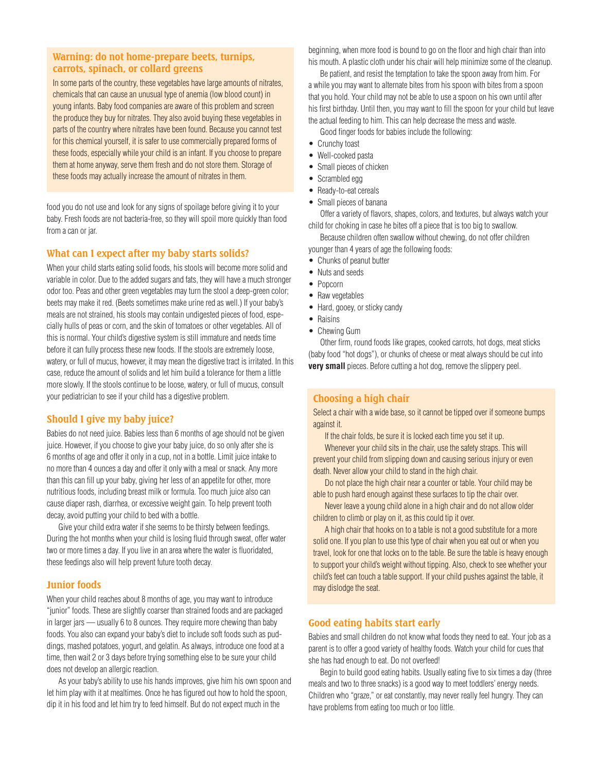## Warning: do not home-prepare beets, turnips, carrots, spinach, or collard greens

In some parts of the country, these vegetables have large amounts of nitrates, chemicals that can cause an unusual type of anemia (low blood count) in young infants. Baby food companies are aware of this problem and screen the produce they buy for nitrates. They also avoid buying these vegetables in parts of the country where nitrates have been found. Because you cannot test for this chemical yourself, it is safer to use commercially prepared forms of these foods, especially while your child is an infant. If you choose to prepare them at home anyway, serve them fresh and do not store them. Storage of these foods may actually increase the amount of nitrates in them.

food you do not use and look for any signs of spoilage before giving it to your baby. Fresh foods are not bacteria-free, so they will spoil more quickly than food from a can or jar.

## What can I expect after my baby starts solids?

When your child starts eating solid foods, his stools will become more solid and variable in color. Due to the added sugars and fats, they will have a much stronger odor too. Peas and other green vegetables may turn the stool a deep-green color; beets may make it red. (Beets sometimes make urine red as well.) If your baby's meals are not strained, his stools may contain undigested pieces of food, especially hulls of peas or corn, and the skin of tomatoes or other vegetables. All of this is normal. Your child's digestive system is still immature and needs time before it can fully process these new foods. If the stools are extremely loose, watery, or full of mucus, however, it may mean the digestive tract is irritated. In this case, reduce the amount of solids and let him build a tolerance for them a little more slowly. If the stools continue to be loose, watery, or full of mucus, consult your pediatrician to see if your child has a digestive problem.

## Should I give my baby juice?

Babies do not need juice. Babies less than 6 months of age should not be given juice. However, if you choose to give your baby juice, do so only after she is 6 months of age and offer it only in a cup, not in a bottle. Limit juice intake to no more than 4 ounces a day and offer it only with a meal or snack. Any more than this can fill up your baby, giving her less of an appetite for other, more nutritious foods, including breast milk or formula. Too much juice also can cause diaper rash, diarrhea, or excessive weight gain. To help prevent tooth decay, avoid putting your child to bed with a bottle.

Give your child extra water if she seems to be thirsty between feedings. During the hot months when your child is losing fluid through sweat, offer water two or more times a day. If you live in an area where the water is fluoridated, these feedings also will help prevent future tooth decay.

## Junior foods

When your child reaches about 8 months of age, you may want to introduce "junior" foods. These are slightly coarser than strained foods and are packaged in larger jars — usually 6 to 8 ounces. They require more chewing than baby foods. You also can expand your baby's diet to include soft foods such as puddings, mashed potatoes, yogurt, and gelatin. As always, introduce one food at a time, then wait 2 or 3 days before trying something else to be sure your child does not develop an allergic reaction.

As your baby's ability to use his hands improves, give him his own spoon and let him play with it at mealtimes. Once he has figured out how to hold the spoon, dip it in his food and let him try to feed himself. But do not expect much in the beginning, when more food is bound to go on the floor and high chair than into his mouth. A plastic cloth under his chair will help minimize some of the cleanup.

Be patient, and resist the temptation to take the spoon away from him. For a while you may want to alternate bites from his spoon with bites from a spoon that you hold. Your child may not be able to use a spoon on his own until after his first birthday. Until then, you may want to fill the spoon for your child but leave the actual feeding to him. This can help decrease the mess and waste.

Good finger foods for babies include the following:

- Crunchy toast
- Well-cooked pasta
- Small pieces of chicken
- Scrambled egg
- Ready-to-eat cereals
- Small pieces of banana

Offer a variety of flavors, shapes, colors, and textures, but always watch your child for choking in case he bites off a piece that is too big to swallow.

Because children often swallow without chewing, do not offer children younger than 4 years of age the following foods:

- Chunks of peanut butter
- Nuts and seeds
- Popcorn
- Raw vegetables
- Hard, gooey, or sticky candy
- Raisins
- Chewing Gum

Other firm, round foods like grapes, cooked carrots, hot dogs, meat sticks (baby food "hot dogs"), or chunks of cheese or meat always should be cut into **very small** pieces. Before cutting a hot dog, remove the slippery peel.

## Choosing a high chair

Select a chair with a wide base, so it cannot be tipped over if someone bumps against it.

If the chair folds, be sure it is locked each time you set it up.

Whenever your child sits in the chair, use the safety straps. This will prevent your child from slipping down and causing serious injury or even death. Never allow your child to stand in the high chair.

Do not place the high chair near a counter or table. Your child may be able to push hard enough against these surfaces to tip the chair over.

Never leave a young child alone in a high chair and do not allow older children to climb or play on it, as this could tip it over.

A high chair that hooks on to a table is not a good substitute for a more solid one. If you plan to use this type of chair when you eat out or when you travel, look for one that locks on to the table. Be sure the table is heavy enough to support your child's weight without tipping. Also, check to see whether your child's feet can touch a table support. If your child pushes against the table, it may dislodge the seat.

## Good eating habits start early

Babies and small children do not know what foods they need to eat. Your job as a parent is to offer a good variety of healthy foods. Watch your child for cues that she has had enough to eat. Do not overfeed!

Begin to build good eating habits. Usually eating five to six times a day (three meals and two to three snacks) is a good way to meet toddlers' energy needs. Children who "graze," or eat constantly, may never really feel hungry. They can have problems from eating too much or too little.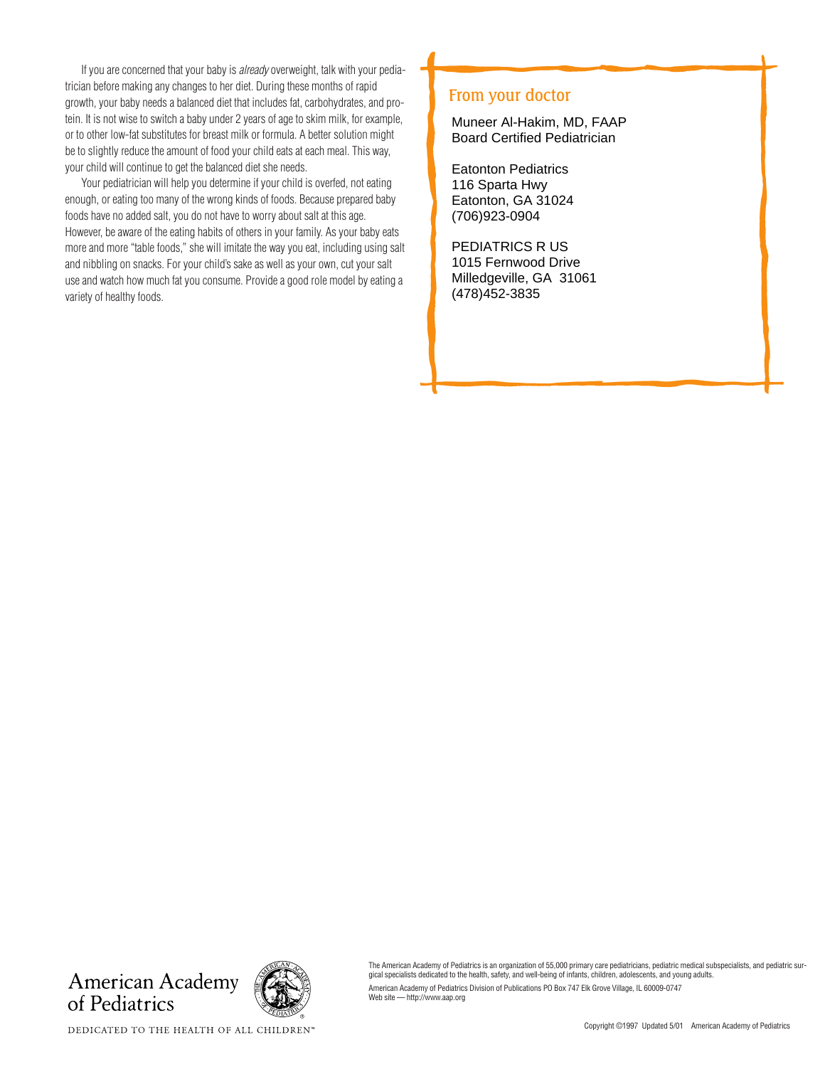If you are concerned that your baby is *already* overweight, talk with your pediatrician before making any changes to her diet. During these months of rapid growth, your baby needs a balanced diet that includes fat, carbohydrates, and protein. It is not wise to switch a baby under 2 years of age to skim milk, for example, or to other low-fat substitutes for breast milk or formula. A better solution might be to slightly reduce the amount of food your child eats at each meal. This way, your child will continue to get the balanced diet she needs.

Your pediatrician will help you determine if your child is overfed, not eating enough, or eating too many of the wrong kinds of foods. Because prepared baby foods have no added salt, you do not have to worry about salt at this age. However, be aware of the eating habits of others in your family. As your baby eats more and more "table foods," she will imitate the way you eat, including using salt and nibbling on snacks. For your child's sake as well as your own, cut your salt use and watch how much fat you consume. Provide a good role model by eating a variety of healthy foods.

## From your doctor

Muneer Al-Hakim, MD, FAAP
Board Certified Pediatrician

Eatonton Pediatrics
116 Sparta Hwy
Eatonton, GA 31024
(706)923-0904

PEDIATRICS R US
1015 Fernwood Drive
Milledgeville, GA 31061
(478)452-3835

American Academy of Pediatrics

DEDICATED TO THE HEALTH OF ALL CHILDREN™

The American Academy of Pediatrics is an organization of 55,000 primary care pediatricians, pediatric medical subspecialists, and pediatric surgical specialists dedicated to the health, safety, and well-being of infants, children, adolescents, and young adults.

American Academy of Pediatrics Division of Publications PO Box 747 Elk Grove Village, IL 60009-0747
Web site — http://www.aap.org

Copyright ©1997 Updated 5/01 American Academy of Pediatrics